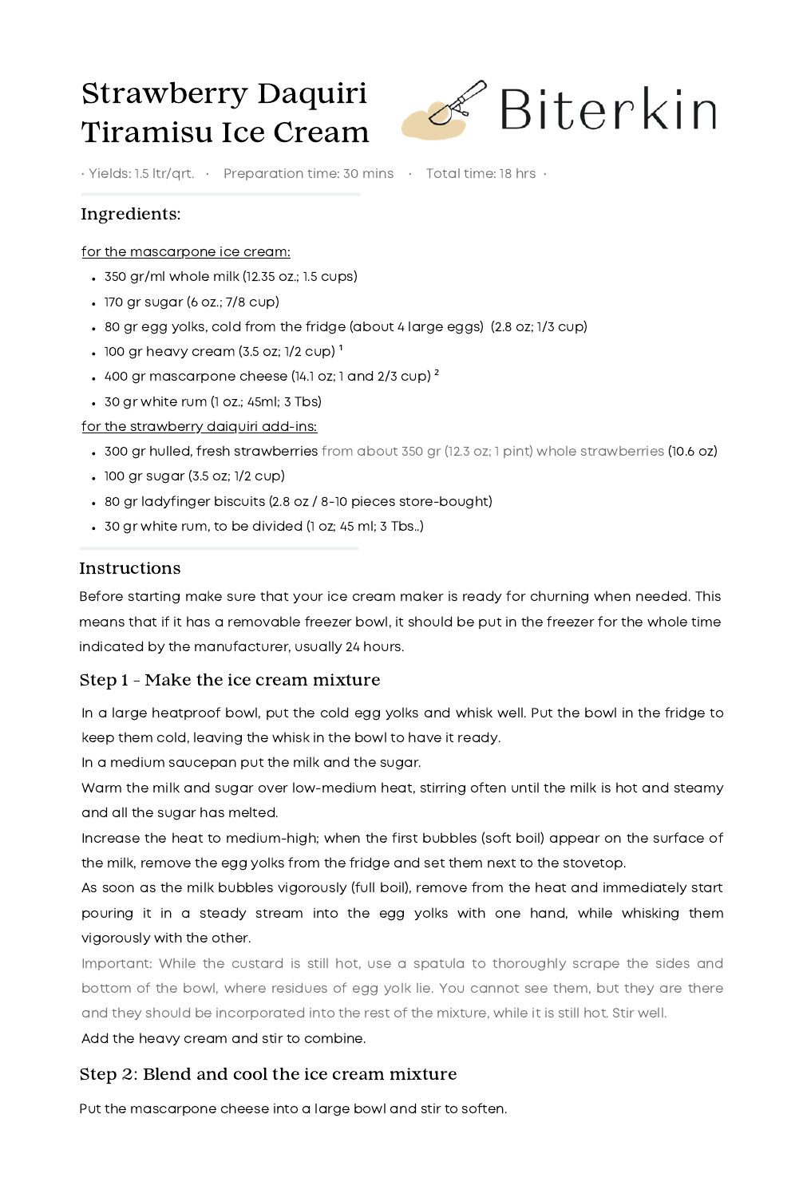# Strawberry Daquiri Tiramisu Ice Cream

Biterkin

· Yields: 1.5 ltr/qrt. · Preparation time: 30 mins · Total time: 18 hrs ·

## Ingredients:

for the mascarpone ice cream:

- 350 gr/ml whole milk (12.35 oz.; 1.5 cups)
- 170 gr sugar (6 oz.; 7/8 cup)
- 80 gr egg yolks, cold from the fridge (about 4 large eggs) (2.8 oz; 1/3 cup)
- 100 gr heavy cream (3.5 oz; 1/2 cup) [1]
- 400 gr mascarpone cheese (14.1 oz; 1 and 2/3 cup) [2]
- 30 gr white rum (1 oz.; 45ml; 3 Tbs)

for the strawberry daiquiri add-ins:

- 300 gr hulled, fresh strawberries from about 350 gr (12.3 oz; 1 pint) whole strawberries (10.6 oz)
- 100 gr sugar (3.5 oz; 1/2 cup)
- 80 gr ladyfinger biscuits (2.8 oz / 8-10 pieces store-bought)
- 30 gr white rum, to be divided (1 oz; 45 ml; 3 Tbs..)

## Instructions

Before starting make sure that your ice cream maker is ready for churning when needed. This means that if it has a removable freezer bowl, it should be put in the freezer for the whole time indicated by the manufacturer, usually 24 hours.

### Step 1 - Make the ice cream mixture

In a large heatproof bowl, put the cold egg yolks and whisk well. Put the bowl in the fridge to keep them cold, leaving the whisk in the bowl to have it ready.

In a medium saucepan put the milk and the sugar.

Warm the milk and sugar over low-medium heat, stirring often until the milk is hot and steamy and all the sugar has melted.

Increase the heat to medium-high; when the first bubbles (soft boil) appear on the surface of the milk, remove the egg yolks from the fridge and set them next to the stovetop.

As soon as the milk bubbles vigorously (full boil), remove from the heat and immediately start pouring it in a steady stream into the egg yolks with one hand, while whisking them vigorously with the other.

Important: While the custard is still hot, use a spatula to thoroughly scrape the sides and bottom of the bowl, where residues of egg yolk lie. You cannot see them, but they are there and they should be incorporated into the rest of the mixture, while it is still hot. Stir well.

Add the heavy cream and stir to combine.

### Step 2: Blend and cool the ice cream mixture

Put the mascarpone cheese into a large bowl and stir to soften.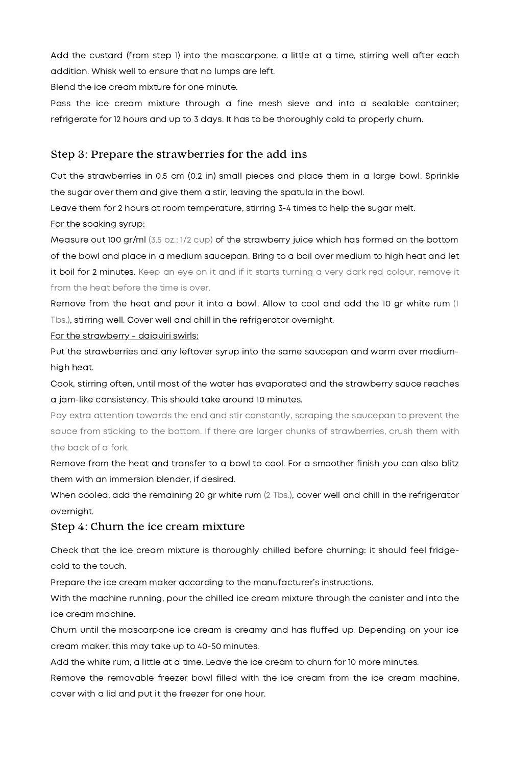Add the custard (from step 1) into the mascarpone, a little at a time, stirring well after each addition. Whisk well to ensure that no lumps are left.

Blend the ice cream mixture for one minute.

Pass the ice cream mixture through a fine mesh sieve and into a sealable container; refrigerate for 12 hours and up to 3 days. It has to be thoroughly cold to properly churn.

## Step 3: Prepare the strawberries for the add-ins

Cut the strawberries in 0.5 cm (0.2 in) small pieces and place them in a large bowl. Sprinkle the sugar over them and give them a stir, leaving the spatula in the bowl.

Leave them for 2 hours at room temperature, stirring 3-4 times to help the sugar melt.

For the soaking syrup:

Measure out 100 gr/ml (3.5 oz.; 1/2 cup) of the strawberry juice which has formed on the bottom of the bowl and place in a medium saucepan. Bring to a boil over medium to high heat and let it boil for 2 minutes. Keep an eye on it and if it starts turning a very dark red colour, remove it from the heat before the time is over.

Remove from the heat and pour it into a bowl. Allow to cool and add the 10 gr white rum (1 Tbs.), stirring well. Cover well and chill in the refrigerator overnight.

For the strawberry - daiquiri swirls:

Put the strawberries and any leftover syrup into the same saucepan and warm over medium-high heat.

Cook, stirring often, until most of the water has evaporated and the strawberry sauce reaches a jam-like consistency. This should take around 10 minutes.

Pay extra attention towards the end and stir constantly, scraping the saucepan to prevent the sauce from sticking to the bottom. If there are larger chunks of strawberries, crush them with the back of a fork.

Remove from the heat and transfer to a bowl to cool. For a smoother finish you can also blitz them with an immersion blender, if desired.

When cooled, add the remaining 20 gr white rum (2 Tbs.), cover well and chill in the refrigerator overnight.

## Step 4: Churn the ice cream mixture

Check that the ice cream mixture is thoroughly chilled before churning: it should feel fridge-cold to the touch.

Prepare the ice cream maker according to the manufacturer's instructions.

With the machine running, pour the chilled ice cream mixture through the canister and into the ice cream machine.

Churn until the mascarpone ice cream is creamy and has fluffed up. Depending on your ice cream maker, this may take up to 40-50 minutes.

Add the white rum, a little at a time. Leave the ice cream to churn for 10 more minutes.

Remove the removable freezer bowl filled with the ice cream from the ice cream machine, cover with a lid and put it the freezer for one hour.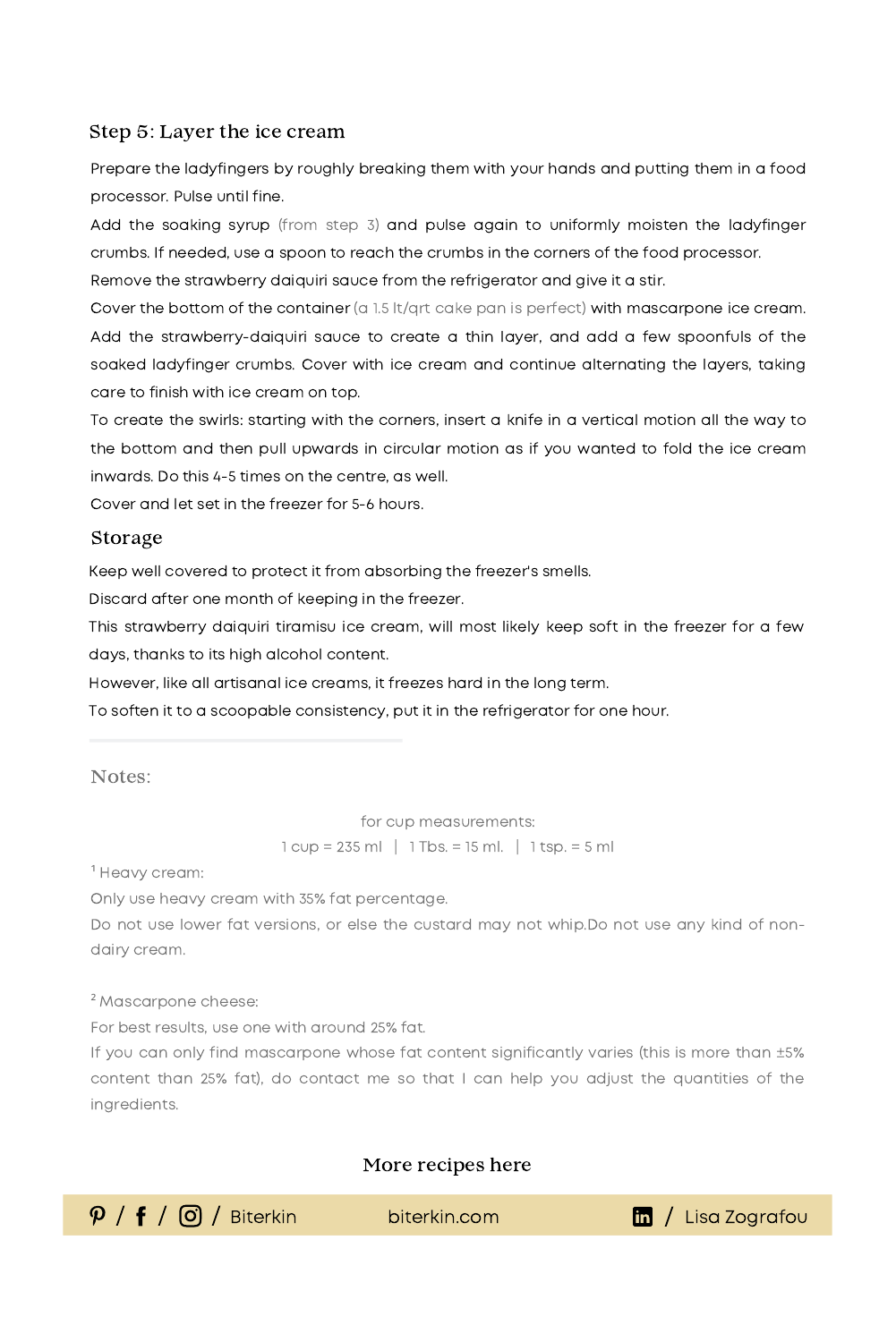### Step 5: Layer the ice cream

Prepare the ladyfingers by roughly breaking them with your hands and putting them in a food processor. Pulse until fine.

Add the soaking syrup (from step 3) and pulse again to uniformly moisten the ladyfinger crumbs. If needed, use a spoon to reach the crumbs in the corners of the food processor.

Remove the strawberry daiquiri sauce from the refrigerator and give it a stir.

Cover the bottom of the container (a 1.5 lt/qrt cake pan is perfect) with mascarpone ice cream. Add the strawberry-daiquiri sauce to create a thin layer, and add a few spoonfuls of the soaked ladyfinger crumbs. Cover with ice cream and continue alternating the layers, taking care to finish with ice cream on top.

To create the swirls: starting with the corners, insert a knife in a vertical motion all the way to the bottom and then pull upwards in circular motion as if you wanted to fold the ice cream inwards. Do this 4-5 times on the centre, as well.

Cover and let set in the freezer for 5-6 hours.

### Storage

Keep well covered to protect it from absorbing the freezer's smells.

Discard after one month of keeping in the freezer.

This strawberry daiquiri tiramisu ice cream, will most likely keep soft in the freezer for a few days, thanks to its high alcohol content.

However, like all artisanal ice creams, it freezes hard in the long term.

To soften it to a scoopable consistency, put it in the refrigerator for one hour.

---

### Notes:

for cup measurements:
1 cup = 235 ml | 1 Tbs. = 15 ml. | 1 tsp. = 5 ml

[1] Heavy cream:

Only use heavy cream with 35% fat percentage.

Do not use lower fat versions, or else the custard may not whip.Do not use any kind of non-dairy cream.

[2] Mascarpone cheese:

For best results, use one with around 25% fat.

If you can only find mascarpone whose fat content significantly varies (this is more than ±5% content than 25% fat), do contact me so that I can help you adjust the quantities of the ingredients.

**More recipes here**

/ / / Biterkin biterkin.com / Lisa Zografou